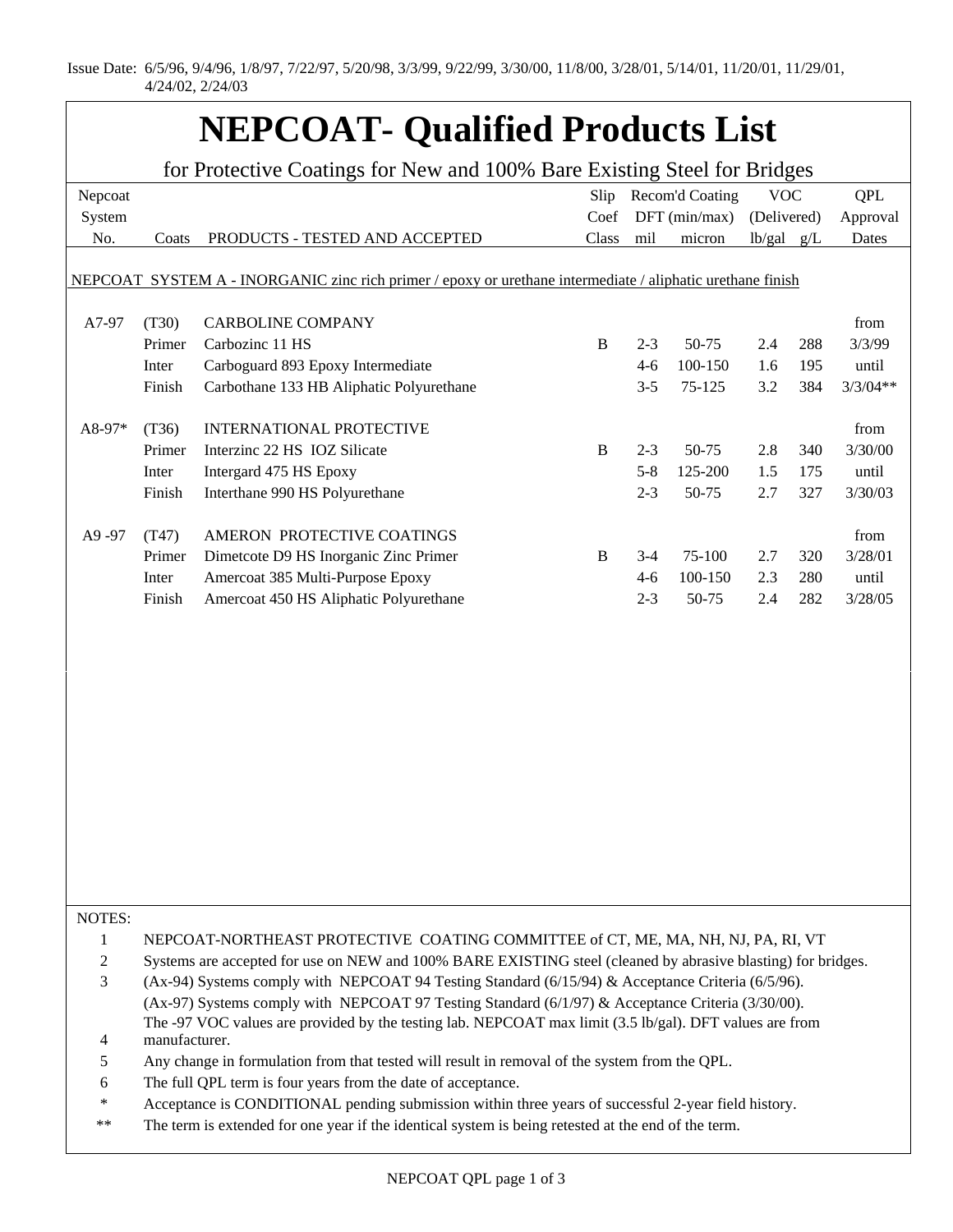Issue Date: 6/5/96, 9/4/96, 1/8/97, 7/22/97, 5/20/98, 3/3/99, 9/22/99, 3/30/00, 11/8/00, 3/28/01, 5/14/01, 11/20/01, 11/29/01, 4/24/02, 2/24/03

# NEPCOAT- Qualified Products List

for Protective Coatings for New and 100% Bare Existing Steel for Bridges

| Nepcoat System No. | Coats | PRODUCTS - TESTED AND ACCEPTED | Slip Coef Class | Recom'd Coating DFT (min/max) mil | micron | VOC (Delivered) lb/gal | g/L | QPL Approval Dates |
|---|---|---|---|---|---|---|---|---|
| NEPCOAT SYSTEM A - INORGANIC zinc rich primer / epoxy or urethane intermediate / aliphatic urethane finish | | | | | | | | |
| A7-97 | (T30) | CARBOLINE COMPANY | | | | | | from |
| | Primer | Carbozinc 11 HS | B | 2-3 | 50-75 | 2.4 | 288 | 3/3/99 |
| | Inter | Carboguard 893 Epoxy Intermediate | | 4-6 | 100-150 | 1.6 | 195 | until |
| | Finish | Carbothane 133 HB Aliphatic Polyurethane | | 3-5 | 75-125 | 3.2 | 384 | 3/3/04** |
| A8-97* | (T36) | INTERNATIONAL PROTECTIVE | | | | | | from |
| | Primer | Interzinc 22 HS IOZ Silicate | B | 2-3 | 50-75 | 2.8 | 340 | 3/30/00 |
| | Inter | Intergard 475 HS Epoxy | | 5-8 | 125-200 | 1.5 | 175 | until |
| | Finish | Interthane 990 HS Polyurethane | | 2-3 | 50-75 | 2.7 | 327 | 3/30/03 |
| A9 -97 | (T47) | AMERON PROTECTIVE COATINGS | | | | | | from |
| | Primer | Dimetcote D9 HS Inorganic Zinc Primer | B | 3-4 | 75-100 | 2.7 | 320 | 3/28/01 |
| | Inter | Amercoat 385 Multi-Purpose Epoxy | | 4-6 | 100-150 | 2.3 | 280 | until |
| | Finish | Amercoat 450 HS Aliphatic Polyurethane | | 2-3 | 50-75 | 2.4 | 282 | 3/28/05 |

NOTES:

1. NEPCOAT-NORTHEAST PROTECTIVE COATING COMMITTEE of CT, ME, MA, NH, NJ, PA, RI, VT
2. Systems are accepted for use on NEW and 100% BARE EXISTING steel (cleaned by abrasive blasting) for bridges.
3. (Ax-94) Systems comply with NEPCOAT 94 Testing Standard (6/15/94) & Acceptance Criteria (6/5/96).
   (Ax-97) Systems comply with NEPCOAT 97 Testing Standard (6/1/97) & Acceptance Criteria (3/30/00).
4. The -97 VOC values are provided by the testing lab. NEPCOAT max limit (3.5 lb/gal). DFT values are from manufacturer.
5. Any change in formulation from that tested will result in removal of the system from the QPL.
6. The full QPL term is four years from the date of acceptance.

\* Acceptance is CONDITIONAL pending submission within three years of successful 2-year field history.

\*\* The term is extended for one year if the identical system is being retested at the end of the term.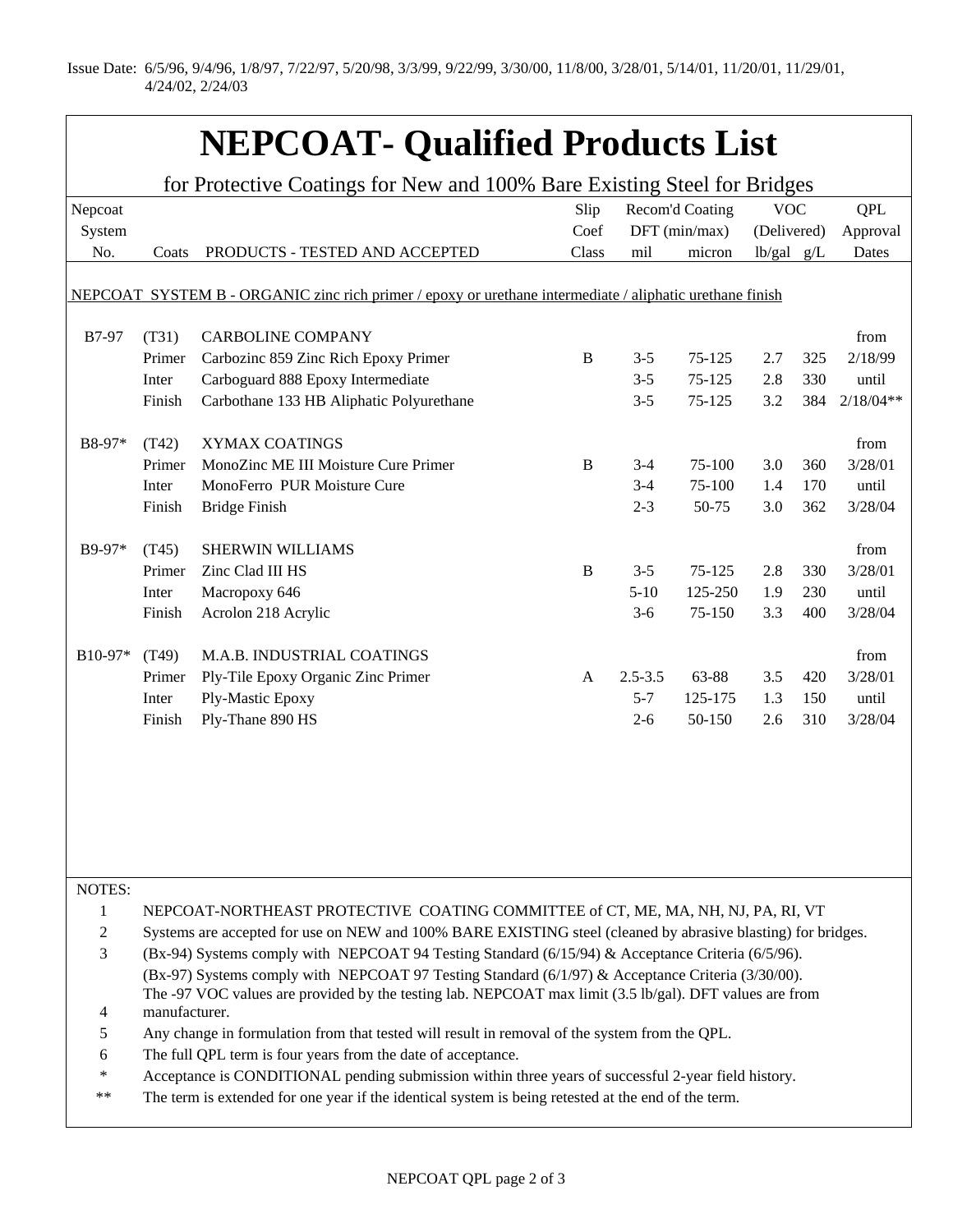Issue Date: 6/5/96, 9/4/96, 1/8/97, 7/22/97, 5/20/98, 3/3/99, 9/22/99, 3/30/00, 11/8/00, 3/28/01, 5/14/01, 11/20/01, 11/29/01, 4/24/02, 2/24/03

# NEPCOAT- Qualified Products List

## for Protective Coatings for New and 100% Bare Existing Steel for Bridges

| Nepcoat System No. | Coats | PRODUCTS - TESTED AND ACCEPTED | Slip Coef Class | Recom'd Coating DFT (min/max) mil | micron | VOC (Delivered) lb/gal | g/L | QPL Approval Dates |
|---|---|---|---|---|---|---|---|---|
| NEPCOAT SYSTEM B - ORGANIC zinc rich primer / epoxy or urethane intermediate / aliphatic urethane finish | | | | | | | | |
| B7-97 | (T31) | CARBOLINE COMPANY | | | | | | from |
| | Primer | Carbozinc 859 Zinc Rich Epoxy Primer | B | 3-5 | 75-125 | 2.7 | 325 | 2/18/99 |
| | Inter | Carboguard 888 Epoxy Intermediate | | 3-5 | 75-125 | 2.8 | 330 | until |
| | Finish | Carbothane 133 HB Aliphatic Polyurethane | | 3-5 | 75-125 | 3.2 | 384 | 2/18/04** |
| B8-97* | (T42) | XYMAX COATINGS | | | | | | from |
| | Primer | MonoZinc ME III Moisture Cure Primer | B | 3-4 | 75-100 | 3.0 | 360 | 3/28/01 |
| | Inter | MonoFerro PUR Moisture Cure | | 3-4 | 75-100 | 1.4 | 170 | until |
| | Finish | Bridge Finish | | 2-3 | 50-75 | 3.0 | 362 | 3/28/04 |
| B9-97* | (T45) | SHERWIN WILLIAMS | | | | | | from |
| | Primer | Zinc Clad III HS | B | 3-5 | 75-125 | 2.8 | 330 | 3/28/01 |
| | Inter | Macropoxy 646 | | 5-10 | 125-250 | 1.9 | 230 | until |
| | Finish | Acrolon 218 Acrylic | | 3-6 | 75-150 | 3.3 | 400 | 3/28/04 |
| B10-97* | (T49) | M.A.B. INDUSTRIAL COATINGS | | | | | | from |
| | Primer | Ply-Tile Epoxy Organic Zinc Primer | A | 2.5-3.5 | 63-88 | 3.5 | 420 | 3/28/01 |
| | Inter | Ply-Mastic Epoxy | | 5-7 | 125-175 | 1.3 | 150 | until |
| | Finish | Ply-Thane 890 HS | | 2-6 | 50-150 | 2.6 | 310 | 3/28/04 |

NOTES:

1. NEPCOAT-NORTHEAST PROTECTIVE COATING COMMITTEE of CT, ME, MA, NH, NJ, PA, RI, VT
2. Systems are accepted for use on NEW and 100% BARE EXISTING steel (cleaned by abrasive blasting) for bridges.
3. (Bx-94) Systems comply with NEPCOAT 94 Testing Standard (6/15/94) & Acceptance Criteria (6/5/96).
   (Bx-97) Systems comply with NEPCOAT 97 Testing Standard (6/1/97) & Acceptance Criteria (3/30/00).
4. The -97 VOC values are provided by the testing lab. NEPCOAT max limit (3.5 lb/gal). DFT values are from manufacturer.
5. Any change in formulation from that tested will result in removal of the system from the QPL.
6. The full QPL term is four years from the date of acceptance.

\* Acceptance is CONDITIONAL pending submission within three years of successful 2-year field history.

\** The term is extended for one year if the identical system is being retested at the end of the term.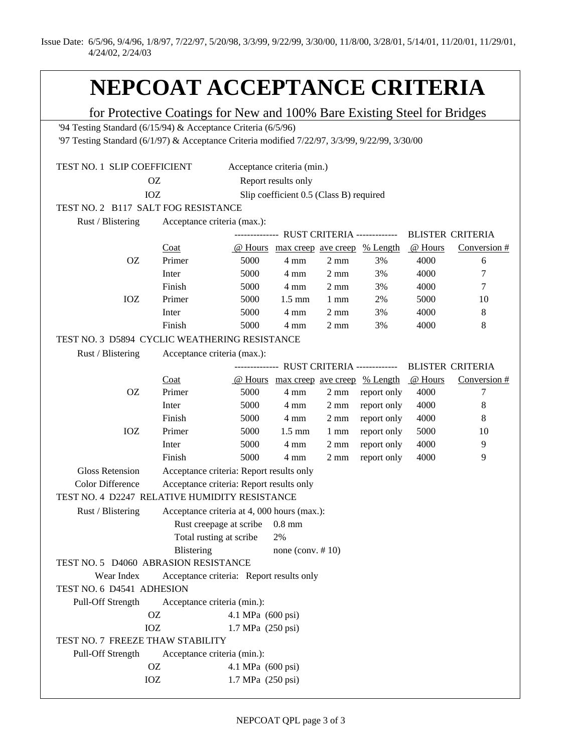Issue Date: 6/5/96, 9/4/96, 1/8/97, 7/22/97, 5/20/98, 3/3/99, 9/22/99, 3/30/00, 11/8/00, 3/28/01, 5/14/01, 11/20/01, 11/29/01, 4/24/02, 2/24/03

# NEPCOAT ACCEPTANCE CRITERIA

for Protective Coatings for New and 100% Bare Existing Steel for Bridges

'94 Testing Standard (6/15/94) & Acceptance Criteria (6/5/96)

'97 Testing Standard (6/1/97) & Acceptance Criteria modified 7/22/97, 3/3/99, 9/22/99, 3/30/00

**TEST NO. 1 SLIP COEFFICIENT** — Acceptance criteria (min.)

| | |
|---|---|
| OZ | Report results only |
| IOZ | Slip coefficient 0.5 (Class B) required |

**TEST NO. 2 B117 SALT FOG RESISTANCE**

Rust / Blistering — Acceptance criteria (max.):

| | | RUST CRITERIA | | | | BLISTER CRITERIA | |
|---|---|---|---|---|---|---|---|
| | Coat | @ Hours | max creep | ave creep | % Length | @ Hours | Conversion # |
| OZ | Primer | 5000 | 4 mm | 2 mm | 3% | 4000 | 6 |
| | Inter | 5000 | 4 mm | 2 mm | 3% | 4000 | 7 |
| | Finish | 5000 | 4 mm | 2 mm | 3% | 4000 | 7 |
| IOZ | Primer | 5000 | 1.5 mm | 1 mm | 2% | 5000 | 10 |
| | Inter | 5000 | 4 mm | 2 mm | 3% | 4000 | 8 |
| | Finish | 5000 | 4 mm | 2 mm | 3% | 4000 | 8 |

**TEST NO. 3 D5894 CYCLIC WEATHERING RESISTANCE**

Rust / Blistering — Acceptance criteria (max.):

| | | RUST CRITERIA | | | | BLISTER CRITERIA | |
|---|---|---|---|---|---|---|---|
| | Coat | @ Hours | max creep | ave creep | % Length | @ Hours | Conversion # |
| OZ | Primer | 5000 | 4 mm | 2 mm | report only | 4000 | 7 |
| | Inter | 5000 | 4 mm | 2 mm | report only | 4000 | 8 |
| | Finish | 5000 | 4 mm | 2 mm | report only | 4000 | 8 |
| IOZ | Primer | 5000 | 1.5 mm | 1 mm | report only | 5000 | 10 |
| | Inter | 5000 | 4 mm | 2 mm | report only | 4000 | 9 |
| | Finish | 5000 | 4 mm | 2 mm | report only | 4000 | 9 |

Gloss Retension — Acceptance criteria: Report results only

Color Difference — Acceptance criteria: Report results only

**TEST NO. 4 D2247 RELATIVE HUMIDITY RESISTANCE**

Rust / Blistering — Acceptance criteria at 4, 000 hours (max.):

| | |
|---|---|
| Rust creepage at scribe | 0.8 mm |
| Total rusting at scribe | 2% |
| Blistering | none (conv. # 10) |

**TEST NO. 5 D4060 ABRASION RESISTANCE**

Wear Index — Acceptance criteria: Report results only

**TEST NO. 6 D4541 ADHESION**

Pull-Off Strength — Acceptance criteria (min.):

| | |
|---|---|
| OZ | 4.1 MPa (600 psi) |
| IOZ | 1.7 MPa (250 psi) |

**TEST NO. 7 FREEZE THAW STABILITY**

Pull-Off Strength — Acceptance criteria (min.):

| | |
|---|---|
| OZ | 4.1 MPa (600 psi) |
| IOZ | 1.7 MPa (250 psi) |